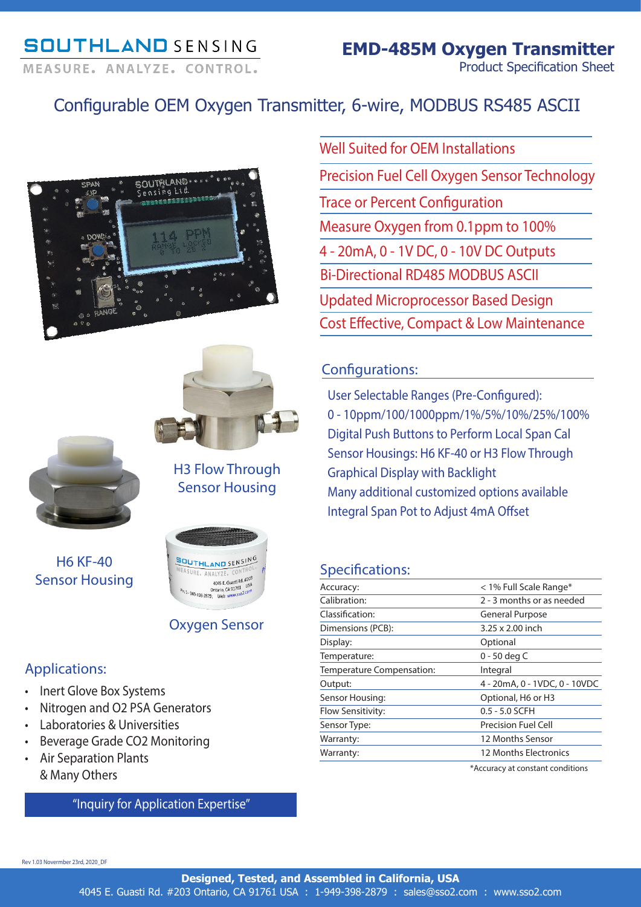# SOUTHLAND SENSING

MEASURE. ANALYZE. CONTROL.

# EMD-485M Oxygen Transmitter

Product Specification Sheet

## Configurable OEM Oxygen Transmitter, 6-wire, MODBUS RS485 ASCII

- Well Suited for OEM Installations
- Precision Fuel Cell Oxygen Sensor Technology
- Trace or Percent Configuration
- Measure Oxygen from 0.1ppm to 100%
- 4 - 20mA, 0 - 1V DC, 0 - 10V DC Outputs
- Bi-Directional RD485 MODBUS ASCII
- Updated Microprocessor Based Design
- Cost Effective, Compact & Low Maintenance

H3 Flow Through Sensor Housing

H6 KF-40 Sensor Housing

Oxygen Sensor

### Configurations:

User Selectable Ranges (Pre-Configured):
0 - 10ppm/100/1000ppm/1%/5%/10%/25%/100%
Digital Push Buttons to Perform Local Span Cal
Sensor Housings: H6 KF-40 or H3 Flow Through
Graphical Display with Backlight
Many additional customized options available
Integral Span Pot to Adjust 4mA Offset

### Applications:

- Inert Glove Box Systems
- Nitrogen and O2 PSA Generators
- Laboratories & Universities
- Beverage Grade CO2 Monitoring
- Air Separation Plants
  & Many Others

"Inquiry for Application Expertise"

### Specifications:

| | |
|---|---|
| Accuracy: | < 1% Full Scale Range* |
| Calibration: | 2 - 3 months or as needed |
| Classification: | General Purpose |
| Dimensions (PCB): | 3.25 x 2.00 inch |
| Display: | Optional |
| Temperature: | 0 - 50 deg C |
| Temperature Compensation: | Integral |
| Output: | 4 - 20mA, 0 - 1VDC, 0 - 10VDC |
| Sensor Housing: | Optional, H6 or H3 |
| Flow Sensitivity: | 0.5 - 5.0 SCFH |
| Sensor Type: | Precision Fuel Cell |
| Warranty: | 12 Months Sensor |
| Warranty: | 12 Months Electronics |

*Accuracy at constant conditions

Rev 1.03 Novermber 23rd, 2020_DF

**Designed, Tested, and Assembled in California, USA**

4045 E. Guasti Rd. #203 Ontario, CA 91761 USA : 1-949-398-2879 : sales@sso2.com : www.sso2.com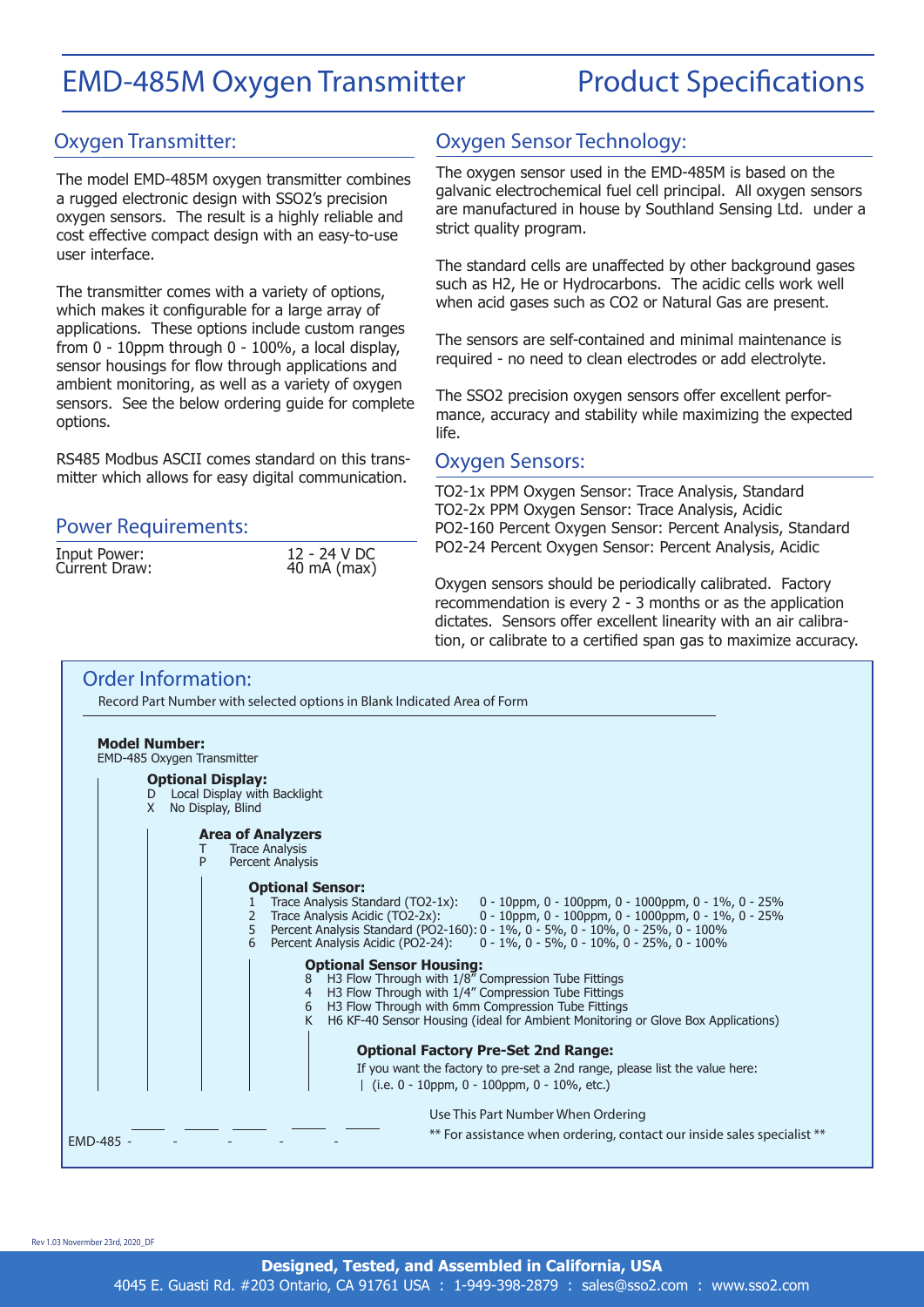# EMD-485M Oxygen Transmitter — Product Specifications

## Oxygen Transmitter:

The model EMD-485M oxygen transmitter combines a rugged electronic design with SSO2's precision oxygen sensors. The result is a highly reliable and cost effective compact design with an easy-to-use user interface.

The transmitter comes with a variety of options, which makes it configurable for a large array of applications. These options include custom ranges from 0 - 10ppm through 0 - 100%, a local display, sensor housings for flow through applications and ambient monitoring, as well as a variety of oxygen sensors. See the below ordering guide for complete options.

RS485 Modbus ASCII comes standard on this transmitter which allows for easy digital communication.

## Power Requirements:

| | |
|---|---|
| Input Power: | 12 - 24 V DC |
| Current Draw: | 40 mA (max) |

## Oxygen Sensor Technology:

The oxygen sensor used in the EMD-485M is based on the galvanic electrochemical fuel cell principal. All oxygen sensors are manufactured in house by Southland Sensing Ltd. under a strict quality program.

The standard cells are unaffected by other background gases such as H2, He or Hydrocarbons. The acidic cells work well when acid gases such as CO2 or Natural Gas are present.

The sensors are self-contained and minimal maintenance is required - no need to clean electrodes or add electrolyte.

The SSO2 precision oxygen sensors offer excellent performance, accuracy and stability while maximizing the expected life.

## Oxygen Sensors:

TO2-1x PPM Oxygen Sensor: Trace Analysis, Standard
TO2-2x PPM Oxygen Sensor: Trace Analysis, Acidic
PO2-160 Percent Oxygen Sensor: Percent Analysis, Standard
PO2-24 Percent Oxygen Sensor: Percent Analysis, Acidic

Oxygen sensors should be periodically calibrated. Factory recommendation is every 2 - 3 months or as the application dictates. Sensors offer excellent linearity with an air calibration, or calibrate to a certified span gas to maximize accuracy.

## Order Information:

Record Part Number with selected options in Blank Indicated Area of Form

**Model Number:**
EMD-485 Oxygen Transmitter

**Optional Display:**
- D Local Display with Backlight
- X No Display, Blind

**Area of Analyzers**
- T Trace Analysis
- P Percent Analysis

**Optional Sensor:**
- 1 Trace Analysis Standard (TO2-1x): 0 - 10ppm, 0 - 100ppm, 0 - 1000ppm, 0 - 1%, 0 - 25%
- 2 Trace Analysis Acidic (TO2-2x): 0 - 10ppm, 0 - 100ppm, 0 - 1000ppm, 0 - 1%, 0 - 25%
- 5 Percent Analysis Standard (PO2-160): 0 - 1%, 0 - 5%, 0 - 10%, 0 - 25%, 0 - 100%
- 6 Percent Analysis Acidic (PO2-24): 0 - 1%, 0 - 5%, 0 - 10%, 0 - 25%, 0 - 100%

**Optional Sensor Housing:**
- 8 H3 Flow Through with 1/8" Compression Tube Fittings
- 4 H3 Flow Through with 1/4" Compression Tube Fittings
- 6 H3 Flow Through with 6mm Compression Tube Fittings
- K H6 KF-40 Sensor Housing (ideal for Ambient Monitoring or Glove Box Applications)

**Optional Factory Pre-Set 2nd Range:**
If you want the factory to pre-set a 2nd range, please list the value here:
(i.e. 0 - 10ppm, 0 - 100ppm, 0 - 10%, etc.)

EMD-485 - ____ - ____ - ____ - ____ - ____

Use This Part Number When Ordering

** For assistance when ordering, contact our inside sales specialist **

Rev 1.03 Novermber 23rd, 2020_DF

**Designed, Tested, and Assembled in California, USA**
4045 E. Guasti Rd. #203 Ontario, CA 91761 USA : 1-949-398-2879 : sales@sso2.com : www.sso2.com